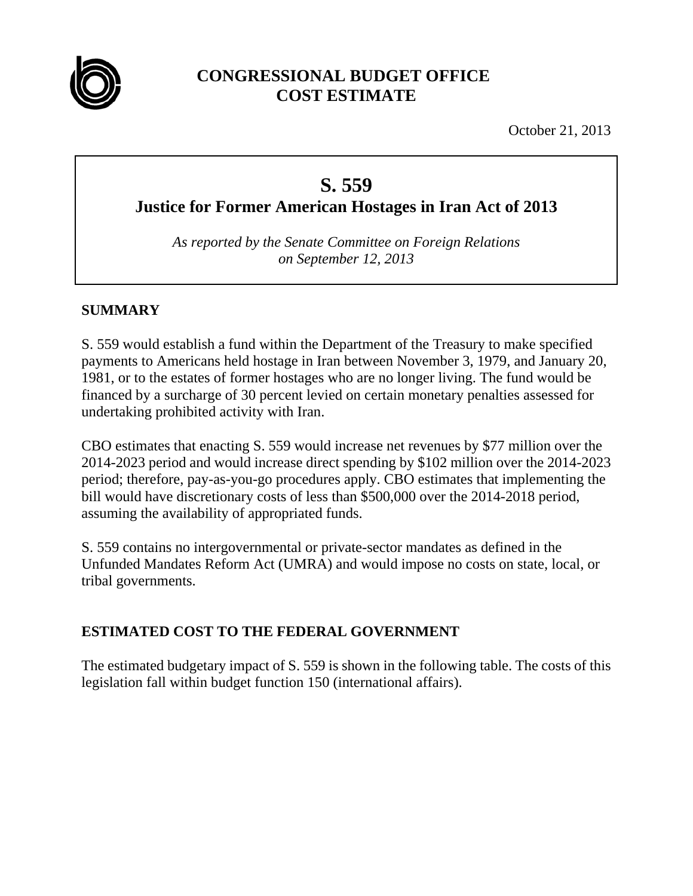# CONGRESSIONAL BUDGET OFFICE
# COST ESTIMATE

October 21, 2013

## S. 559
## Justice for Former American Hostages in Iran Act of 2013

*As reported by the Senate Committee on Foreign Relations on September 12, 2013*

### SUMMARY

S. 559 would establish a fund within the Department of the Treasury to make specified payments to Americans held hostage in Iran between November 3, 1979, and January 20, 1981, or to the estates of former hostages who are no longer living. The fund would be financed by a surcharge of 30 percent levied on certain monetary penalties assessed for undertaking prohibited activity with Iran.

CBO estimates that enacting S. 559 would increase net revenues by $77 million over the 2014-2023 period and would increase direct spending by $102 million over the 2014-2023 period; therefore, pay-as-you-go procedures apply. CBO estimates that implementing the bill would have discretionary costs of less than $500,000 over the 2014-2018 period, assuming the availability of appropriated funds.

S. 559 contains no intergovernmental or private-sector mandates as defined in the Unfunded Mandates Reform Act (UMRA) and would impose no costs on state, local, or tribal governments.

### ESTIMATED COST TO THE FEDERAL GOVERNMENT

The estimated budgetary impact of S. 559 is shown in the following table. The costs of this legislation fall within budget function 150 (international affairs).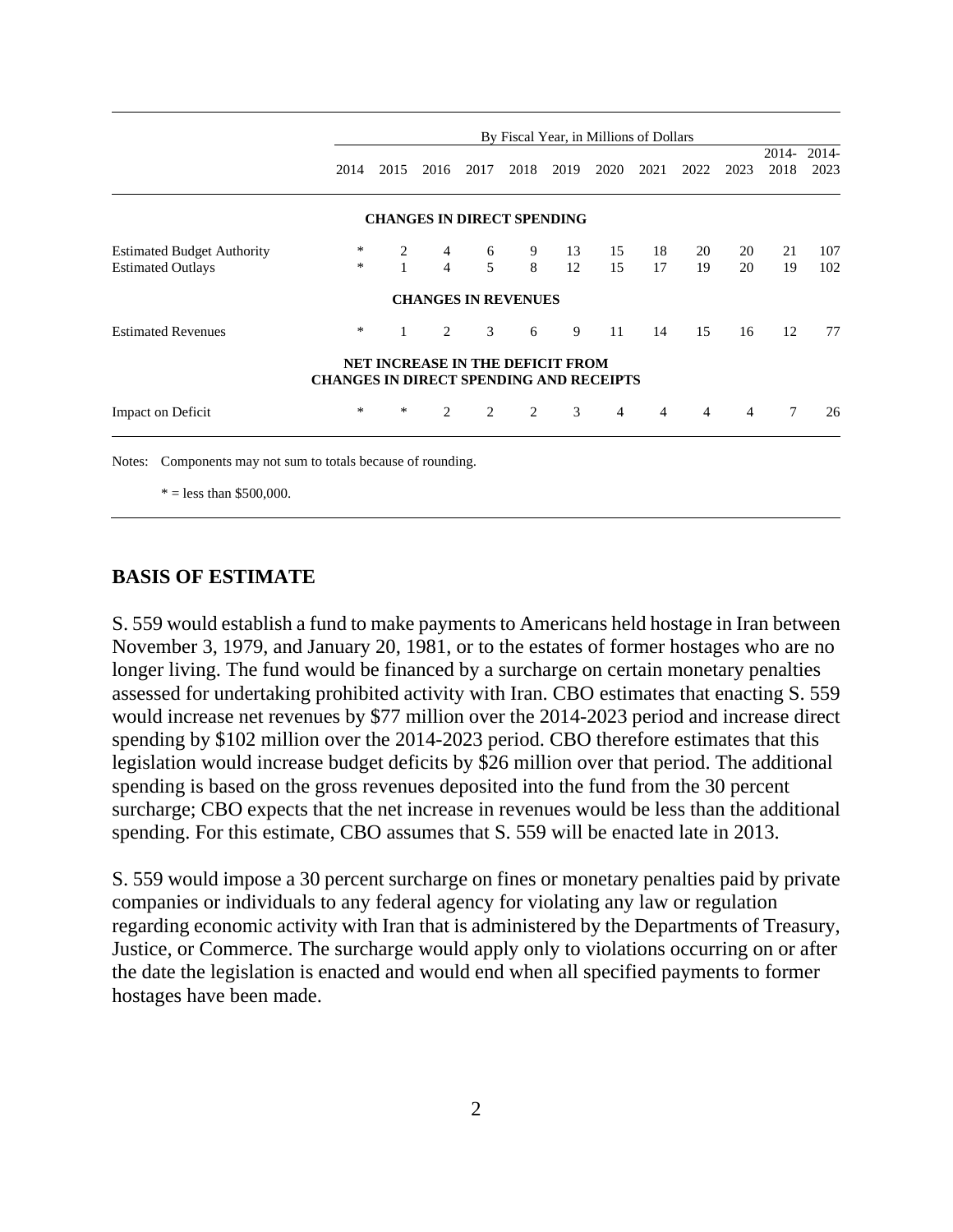| | By Fiscal Year, in Millions of Dollars | | | | | | | | | | | |
|---|---|---|---|---|---|---|---|---|---|---|---|---|
| | 2014 | 2015 | 2016 | 2017 | 2018 | 2019 | 2020 | 2021 | 2022 | 2023 | 2014-2018 | 2014-2023 |
| **CHANGES IN DIRECT SPENDING** | | | | | | | | | | | | |
| Estimated Budget Authority | * | 2 | 4 | 6 | 9 | 13 | 15 | 18 | 20 | 20 | 21 | 107 |
| Estimated Outlays | * | 1 | 4 | 5 | 8 | 12 | 15 | 17 | 19 | 20 | 19 | 102 |
| **CHANGES IN REVENUES** | | | | | | | | | | | | |
| Estimated Revenues | * | 1 | 2 | 3 | 6 | 9 | 11 | 14 | 15 | 16 | 12 | 77 |
| **NET INCREASE IN THE DEFICIT FROM CHANGES IN DIRECT SPENDING AND RECEIPTS** | | | | | | | | | | | | |
| Impact on Deficit | * | * | 2 | 2 | 2 | 3 | 4 | 4 | 4 | 4 | 7 | 26 |

Notes: Components may not sum to totals because of rounding.

* = less than $500,000.

## BASIS OF ESTIMATE

S. 559 would establish a fund to make payments to Americans held hostage in Iran between November 3, 1979, and January 20, 1981, or to the estates of former hostages who are no longer living. The fund would be financed by a surcharge on certain monetary penalties assessed for undertaking prohibited activity with Iran. CBO estimates that enacting S. 559 would increase net revenues by $77 million over the 2014-2023 period and increase direct spending by $102 million over the 2014-2023 period. CBO therefore estimates that this legislation would increase budget deficits by $26 million over that period. The additional spending is based on the gross revenues deposited into the fund from the 30 percent surcharge; CBO expects that the net increase in revenues would be less than the additional spending. For this estimate, CBO assumes that S. 559 will be enacted late in 2013.

S. 559 would impose a 30 percent surcharge on fines or monetary penalties paid by private companies or individuals to any federal agency for violating any law or regulation regarding economic activity with Iran that is administered by the Departments of Treasury, Justice, or Commerce. The surcharge would apply only to violations occurring on or after the date the legislation is enacted and would end when all specified payments to former hostages have been made.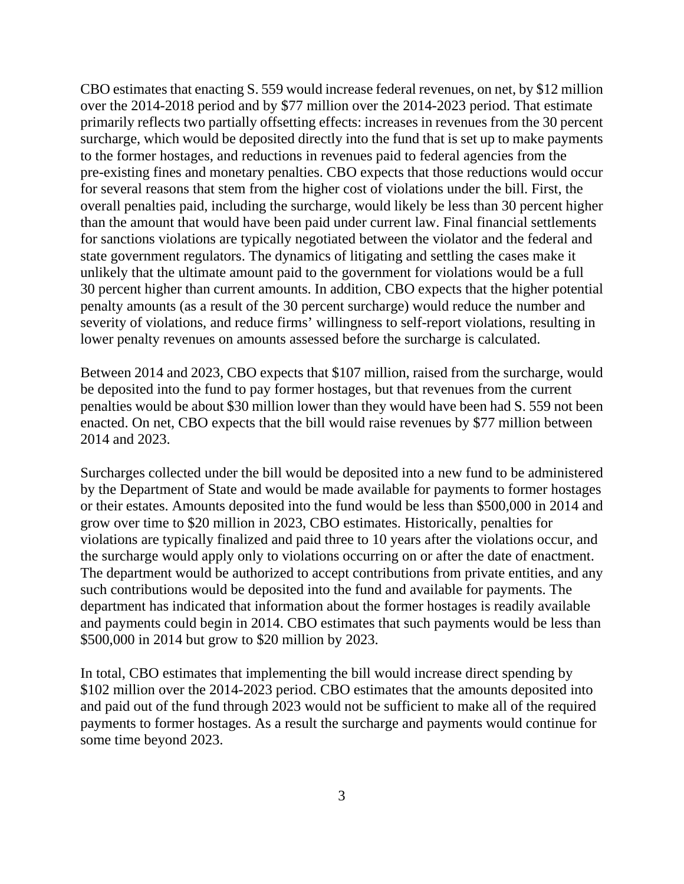CBO estimates that enacting S. 559 would increase federal revenues, on net, by $12 million over the 2014-2018 period and by $77 million over the 2014-2023 period. That estimate primarily reflects two partially offsetting effects: increases in revenues from the 30 percent surcharge, which would be deposited directly into the fund that is set up to make payments to the former hostages, and reductions in revenues paid to federal agencies from the pre-existing fines and monetary penalties. CBO expects that those reductions would occur for several reasons that stem from the higher cost of violations under the bill. First, the overall penalties paid, including the surcharge, would likely be less than 30 percent higher than the amount that would have been paid under current law. Final financial settlements for sanctions violations are typically negotiated between the violator and the federal and state government regulators. The dynamics of litigating and settling the cases make it unlikely that the ultimate amount paid to the government for violations would be a full 30 percent higher than current amounts. In addition, CBO expects that the higher potential penalty amounts (as a result of the 30 percent surcharge) would reduce the number and severity of violations, and reduce firms' willingness to self-report violations, resulting in lower penalty revenues on amounts assessed before the surcharge is calculated.

Between 2014 and 2023, CBO expects that $107 million, raised from the surcharge, would be deposited into the fund to pay former hostages, but that revenues from the current penalties would be about $30 million lower than they would have been had S. 559 not been enacted. On net, CBO expects that the bill would raise revenues by $77 million between 2014 and 2023.

Surcharges collected under the bill would be deposited into a new fund to be administered by the Department of State and would be made available for payments to former hostages or their estates. Amounts deposited into the fund would be less than $500,000 in 2014 and grow over time to $20 million in 2023, CBO estimates. Historically, penalties for violations are typically finalized and paid three to 10 years after the violations occur, and the surcharge would apply only to violations occurring on or after the date of enactment. The department would be authorized to accept contributions from private entities, and any such contributions would be deposited into the fund and available for payments. The department has indicated that information about the former hostages is readily available and payments could begin in 2014. CBO estimates that such payments would be less than $500,000 in 2014 but grow to $20 million by 2023.

In total, CBO estimates that implementing the bill would increase direct spending by $102 million over the 2014-2023 period. CBO estimates that the amounts deposited into and paid out of the fund through 2023 would not be sufficient to make all of the required payments to former hostages. As a result the surcharge and payments would continue for some time beyond 2023.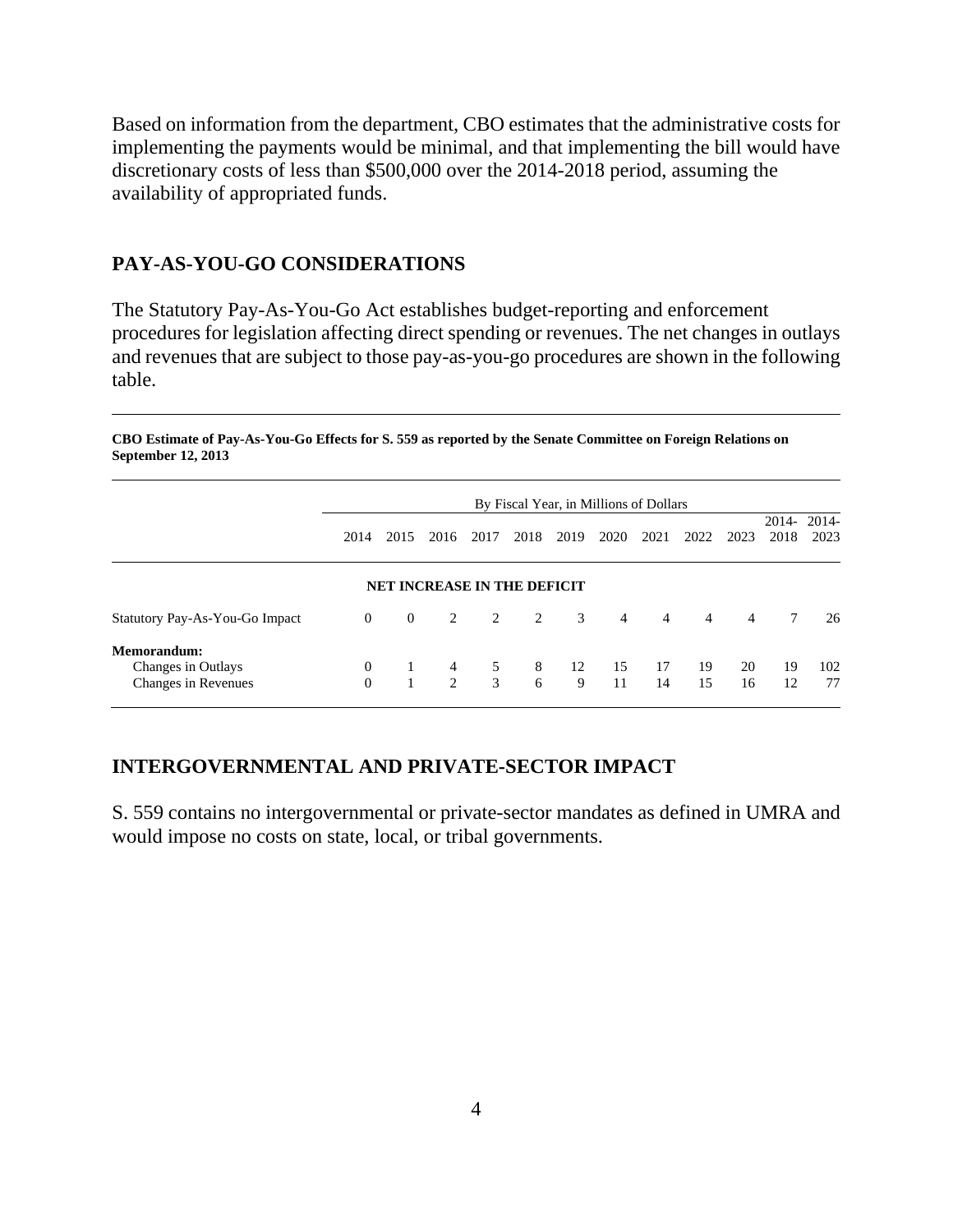Based on information from the department, CBO estimates that the administrative costs for implementing the payments would be minimal, and that implementing the bill would have discretionary costs of less than $500,000 over the 2014-2018 period, assuming the availability of appropriated funds.

## PAY-AS-YOU-GO CONSIDERATIONS

The Statutory Pay-As-You-Go Act establishes budget-reporting and enforcement procedures for legislation affecting direct spending or revenues. The net changes in outlays and revenues that are subject to those pay-as-you-go procedures are shown in the following table.

**CBO Estimate of Pay-As-You-Go Effects for S. 559 as reported by the Senate Committee on Foreign Relations on September 12, 2013**

| | By Fiscal Year, in Millions of Dollars | | | | | | | | | | | |
|---|---|---|---|---|---|---|---|---|---|---|---|---|
| | 2014 | 2015 | 2016 | 2017 | 2018 | 2019 | 2020 | 2021 | 2022 | 2023 | 2014-2018 | 2014-2023 |
| | **NET INCREASE IN THE DEFICIT** | | | | | | | | | | | |
| Statutory Pay-As-You-Go Impact | 0 | 0 | 2 | 2 | 2 | 3 | 4 | 4 | 4 | 4 | 7 | 26 |
| **Memorandum:** | | | | | | | | | | | | |
| Changes in Outlays | 0 | 1 | 4 | 5 | 8 | 12 | 15 | 17 | 19 | 20 | 19 | 102 |
| Changes in Revenues | 0 | 1 | 2 | 3 | 6 | 9 | 11 | 14 | 15 | 16 | 12 | 77 |

## INTERGOVERNMENTAL AND PRIVATE-SECTOR IMPACT

S. 559 contains no intergovernmental or private-sector mandates as defined in UMRA and would impose no costs on state, local, or tribal governments.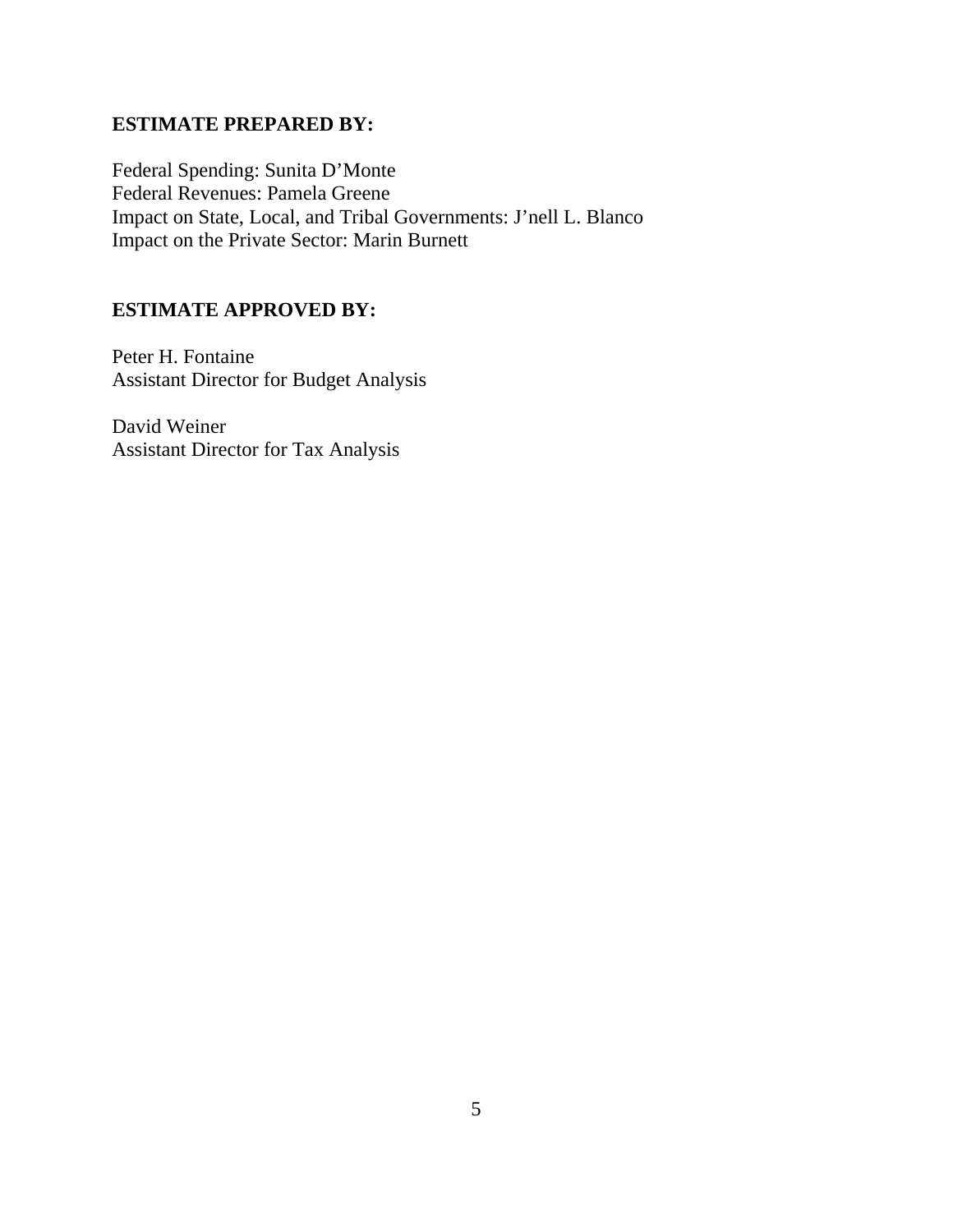**ESTIMATE PREPARED BY:**

Federal Spending: Sunita D'Monte
Federal Revenues: Pamela Greene
Impact on State, Local, and Tribal Governments: J'nell L. Blanco
Impact on the Private Sector: Marin Burnett

**ESTIMATE APPROVED BY:**

Peter H. Fontaine
Assistant Director for Budget Analysis

David Weiner
Assistant Director for Tax Analysis